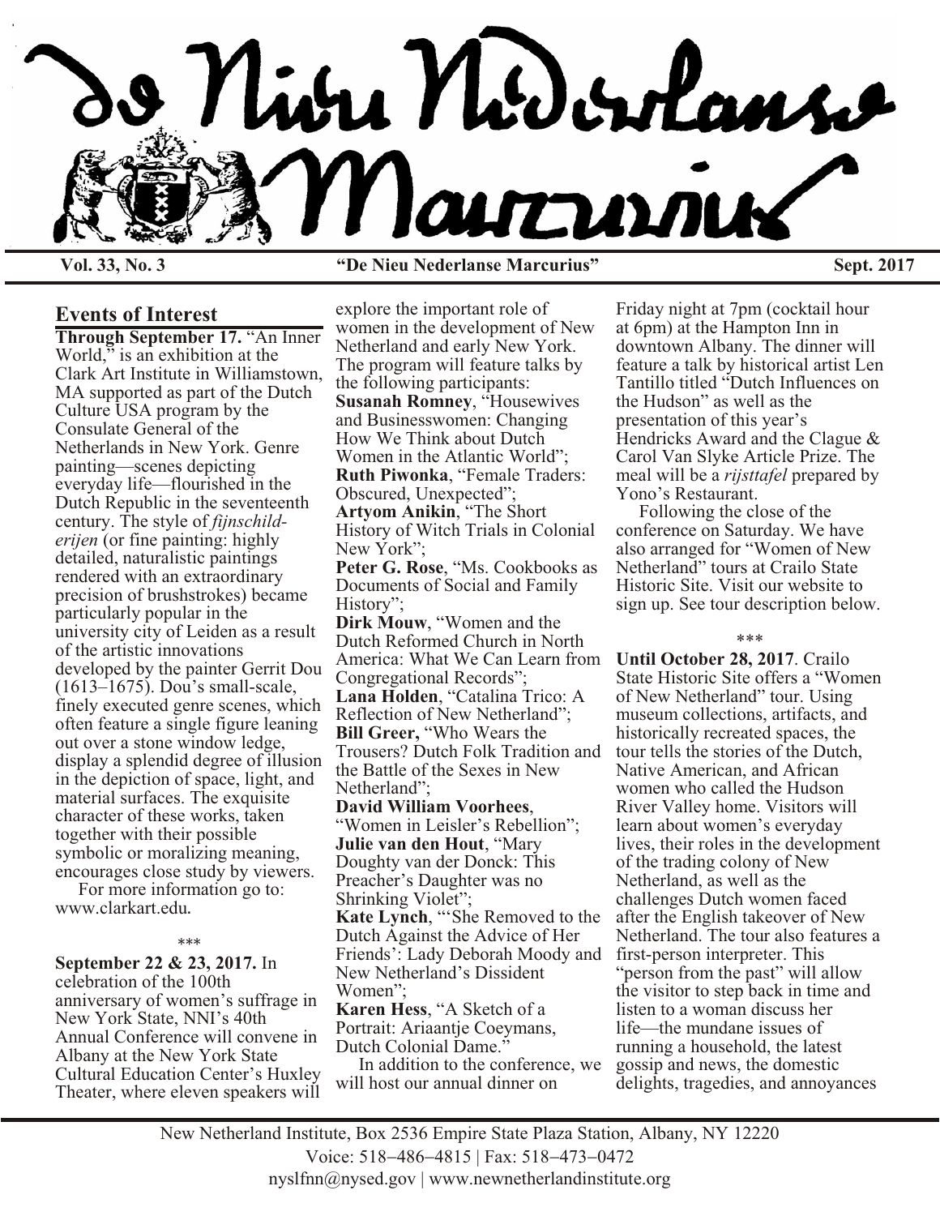# De Nieu Nederlanse Marcurius

**Vol. 33, No. 3** **"De Nieu Nederlanse Marcurius"** **Sept. 2017**

## Events of Interest

**Through September 17.** "An Inner World," is an exhibition at the Clark Art Institute in Williamstown, MA supported as part of the Dutch Culture USA program by the Consulate General of the Netherlands in New York. Genre painting—scenes depicting everyday life—flourished in the Dutch Republic in the seventeenth century. The style of *fijnschilderijen* (or fine painting: highly detailed, naturalistic paintings rendered with an extraordinary precision of brushstrokes) became particularly popular in the university city of Leiden as a result of the artistic innovations developed by the painter Gerrit Dou (1613–1675). Dou's small-scale, finely executed genre scenes, which often feature a single figure leaning out over a stone window ledge, display a splendid degree of illusion in the depiction of space, light, and material surfaces. The exquisite character of these works, taken together with their possible symbolic or moralizing meaning, encourages close study by viewers.

For more information go to: www.clarkart.edu.

\*\*\*

**September 22 & 23, 2017.** In celebration of the 100th anniversary of women's suffrage in New York State, NNI's 40th Annual Conference will convene in Albany at the New York State Cultural Education Center's Huxley Theater, where eleven speakers will explore the important role of women in the development of New Netherland and early New York. The program will feature talks by the following participants:

**Susanah Romney**, "Housewives and Businesswomen: Changing How We Think about Dutch Women in the Atlantic World";
**Ruth Piwonka**, "Female Traders: Obscured, Unexpected";
**Artyom Anikin**, "The Short History of Witch Trials in Colonial New York";
**Peter G. Rose**, "Ms. Cookbooks as Documents of Social and Family History";
**Dirk Mouw**, "Women and the Dutch Reformed Church in North America: What We Can Learn from Congregational Records";
**Lana Holden**, "Catalina Trico: A Reflection of New Netherland";
**Bill Greer,** "Who Wears the Trousers? Dutch Folk Tradition and the Battle of the Sexes in New Netherland";
**David William Voorhees**, "Women in Leisler's Rebellion";
**Julie van den Hout**, "Mary Doughty van der Donck: This Preacher's Daughter was no Shrinking Violet";
**Kate Lynch**, "'She Removed to the Dutch Against the Advice of Her Friends': Lady Deborah Moody and New Netherland's Dissident Women";
**Karen Hess**, "A Sketch of a Portrait: Ariaantje Coeymans, Dutch Colonial Dame."

In addition to the conference, we will host our annual dinner on Friday night at 7pm (cocktail hour at 6pm) at the Hampton Inn in downtown Albany. The dinner will feature a talk by historical artist Len Tantillo titled "Dutch Influences on the Hudson" as well as the presentation of this year's Hendricks Award and the Clague & Carol Van Slyke Article Prize. The meal will be a *rijsttafel* prepared by Yono's Restaurant.

Following the close of the conference on Saturday. We have also arranged for "Women of New Netherland" tours at Crailo State Historic Site. Visit our website to sign up. See tour description below.

\*\*\*

**Until October 28, 2017**. Crailo State Historic Site offers a "Women of New Netherland" tour. Using museum collections, artifacts, and historically recreated spaces, the tour tells the stories of the Dutch, Native American, and African women who called the Hudson River Valley home. Visitors will learn about women's everyday lives, their roles in the development of the trading colony of New Netherland, as well as the challenges Dutch women faced after the English takeover of New Netherland. The tour also features a first-person interpreter. This "person from the past" will allow the visitor to step back in time and listen to a woman discuss her life—the mundane issues of running a household, the latest gossip and news, the domestic delights, tragedies, and annoyances

New Netherland Institute, Box 2536 Empire State Plaza Station, Albany, NY 12220
Voice: 518–486–4815 | Fax: 518–473–0472
nyslfnn@nysed.gov | www.newnetherlandinstitute.org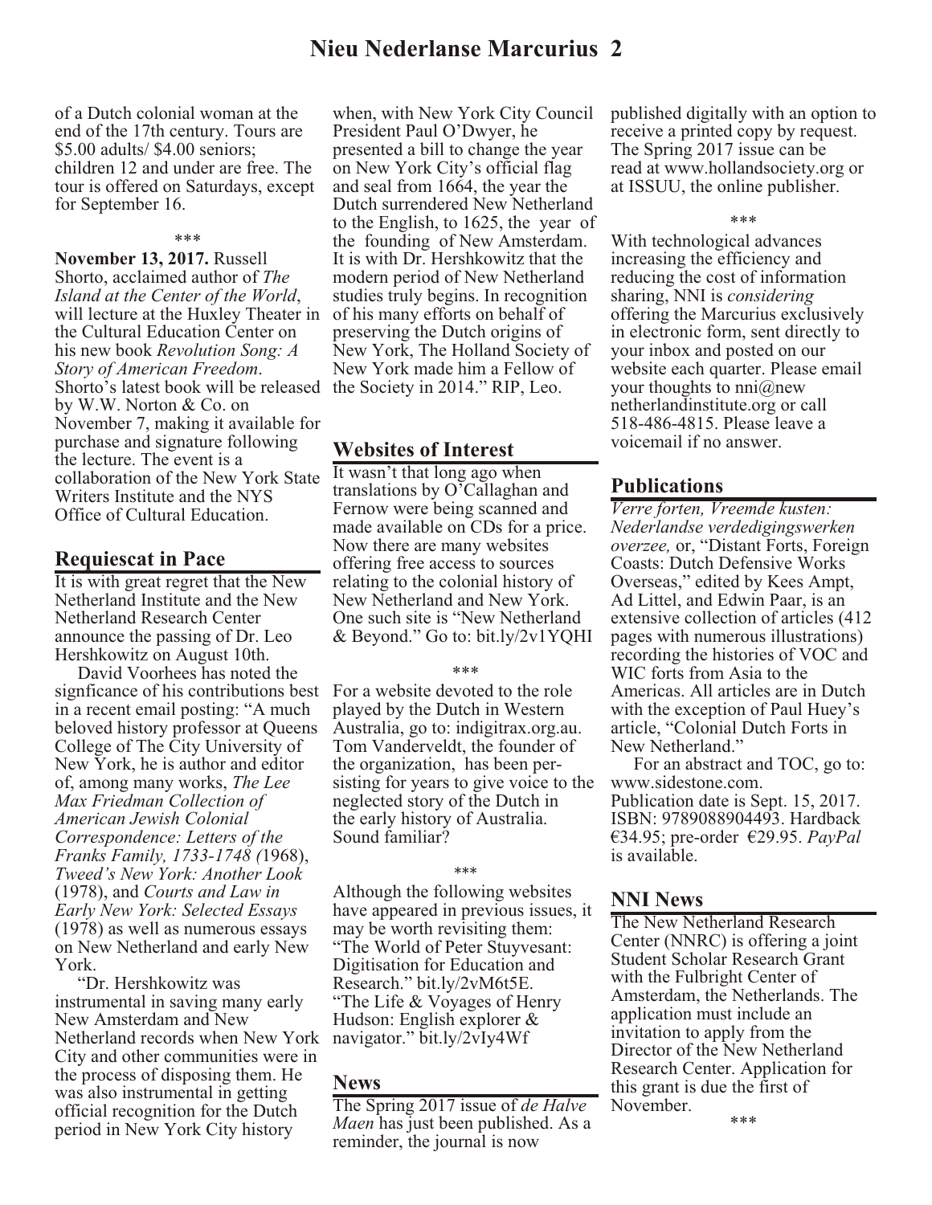of a Dutch colonial woman at the end of the 17th century. Tours are $5.00 adults/ $4.00 seniors; children 12 and under are free. The tour is offered on Saturdays, except for September 16.

\*\*\*

**November 13, 2017.** Russell Shorto, acclaimed author of *The Island at the Center of the World*, will lecture at the Huxley Theater in the Cultural Education Center on his new book *Revolution Song: A Story of American Freedom*. Shorto's latest book will be released by W.W. Norton & Co. on November 7, making it available for purchase and signature following the lecture. The event is a collaboration of the New York State Writers Institute and the NYS Office of Cultural Education.

## Requiescat in Pace

It is with great regret that the New Netherland Institute and the New Netherland Research Center announce the passing of Dr. Leo Hershkowitz on August 10th.

David Voorhees has noted the signficance of his contributions best in a recent email posting: "A much beloved history professor at Queens College of The City University of New York, he is author and editor of, among many works, *The Lee Max Friedman Collection of American Jewish Colonial Correspondence: Letters of the Franks Family, 1733-1748 (*1968), *Tweed's New York: Another Look* (1978), and *Courts and Law in Early New York: Selected Essays* (1978) as well as numerous essays on New Netherland and early New York.

"Dr. Hershkowitz was instrumental in saving many early New Amsterdam and New Netherland records when New York City and other communities were in the process of disposing them. He was also instrumental in getting official recognition for the Dutch period in New York City history when, with New York City Council President Paul O'Dwyer, he presented a bill to change the year on New York City's official flag and seal from 1664, the year the Dutch surrendered New Netherland to the English, to 1625, the year of the founding of New Amsterdam. It is with Dr. Hershkowitz that the modern period of New Netherland studies truly begins. In recognition of his many efforts on behalf of preserving the Dutch origins of New York, The Holland Society of New York made him a Fellow of the Society in 2014." RIP, Leo.

## Websites of Interest

It wasn't that long ago when translations by O'Callaghan and Fernow were being scanned and made available on CDs for a price. Now there are many websites offering free access to sources relating to the colonial history of New Netherland and New York. One such site is "New Netherland & Beyond." Go to: bit.ly/2v1YQHI

\*\*\*

For a website devoted to the role played by the Dutch in Western Australia, go to: indigitrax.org.au. Tom Vanderveldt, the founder of the organization, has been persisting for years to give voice to the neglected story of the Dutch in the early history of Australia. Sound familiar?

\*\*\*

Although the following websites have appeared in previous issues, it may be worth revisiting them: "The World of Peter Stuyvesant: Digitisation for Education and Research." bit.ly/2vM6t5E. "The Life & Voyages of Henry Hudson: English explorer & navigator." bit.ly/2vIy4Wf

## News

The Spring 2017 issue of *de Halve Maen* has just been published. As a reminder, the journal is now published digitally with an option to receive a printed copy by request. The Spring 2017 issue can be read at www.hollandsociety.org or at ISSUU, the online publisher.

\*\*\*

With technological advances increasing the efficiency and reducing the cost of information sharing, NNI is *considering* offering the Marcurius exclusively in electronic form, sent directly to your inbox and posted on our website each quarter. Please email your thoughts to nni@newnetherlandinstitute.org or call 518-486-4815. Please leave a voicemail if no answer.

## Publications

*Verre forten, Vreemde kusten: Nederlandse verdedigingswerken overzee,* or, "Distant Forts, Foreign Coasts: Dutch Defensive Works Overseas," edited by Kees Ampt, Ad Littel, and Edwin Paar, is an extensive collection of articles (412 pages with numerous illustrations) recording the histories of VOC and WIC forts from Asia to the Americas. All articles are in Dutch with the exception of Paul Huey's article, "Colonial Dutch Forts in New Netherland."

For an abstract and TOC, go to: www.sidestone.com. Publication date is Sept. 15, 2017. ISBN: 9789088904493. Hardback €34.95; pre-order €29.95. *PayPal* is available.

## NNI News

The New Netherland Research Center (NNRC) is offering a joint Student Scholar Research Grant with the Fulbright Center of Amsterdam, the Netherlands. The application must include an invitation to apply from the Director of the New Netherland Research Center. Application for this grant is due the first of November.

\*\*\*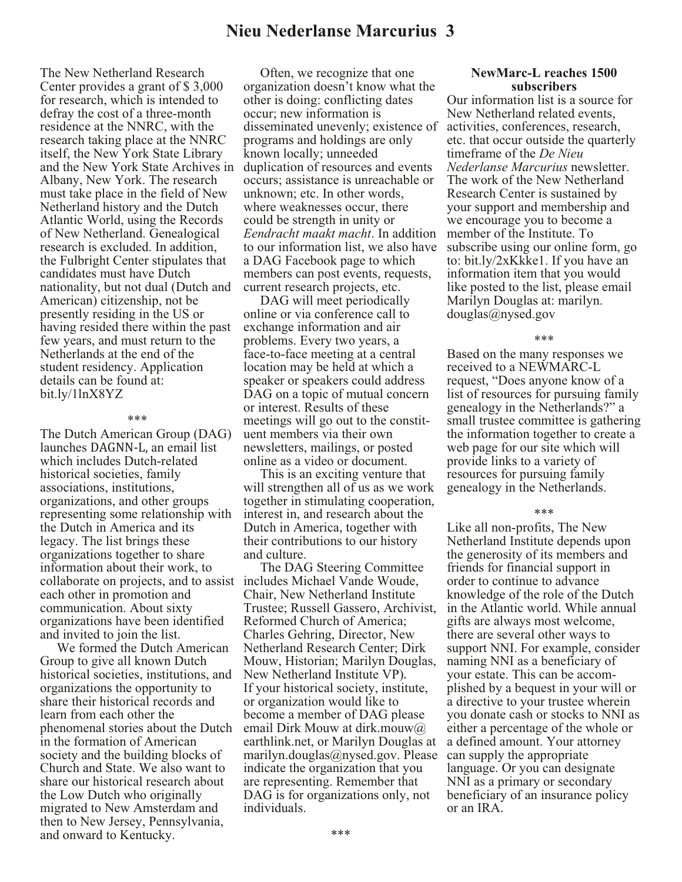The New Netherland Research Center provides a grant of $ 3,000 for research, which is intended to defray the cost of a three-month residence at the NNRC, with the research taking place at the NNRC itself, the New York State Library and the New York State Archives in Albany, New York. The research must take place in the field of New Netherland history and the Dutch Atlantic World, using the Records of New Netherland. Genealogical research is excluded. In addition, the Fulbright Center stipulates that candidates must have Dutch nationality, but not dual (Dutch and American) citizenship, not be presently residing in the US or having resided there within the past few years, and must return to the Netherlands at the end of the student residency. Application details can be found at: bit.ly/1lnX8YZ

\*\*\*

The Dutch American Group (DAG) launches DAGNN-L, an email list which includes Dutch-related historical societies, family associations, institutions, organizations, and other groups representing some relationship with the Dutch in America and its legacy. The list brings these organizations together to share information about their work, to collaborate on projects, and to assist each other in promotion and communication. About sixty organizations have been identified and invited to join the list.

We formed the Dutch American Group to give all known Dutch historical societies, institutions, and organizations the opportunity to share their historical records and learn from each other the phenomenal stories about the Dutch in the formation of American society and the building blocks of Church and State. We also want to share our historical research about the Low Dutch who originally migrated to New Amsterdam and then to New Jersey, Pennsylvania, and onward to Kentucky.

Often, we recognize that one organization doesn't know what the other is doing: conflicting dates occur; new information is disseminated unevenly; existence of programs and holdings are only known locally; unneeded duplication of resources and events occurs; assistance is unreachable or unknown; etc. In other words, where weaknesses occur, there could be strength in unity or *Eendracht maakt macht*. In addition to our information list, we also have a DAG Facebook page to which members can post events, requests, current research projects, etc.

DAG will meet periodically online or via conference call to exchange information and air problems. Every two years, a face-to-face meeting at a central location may be held at which a speaker or speakers could address DAG on a topic of mutual concern or interest. Results of these meetings will go out to the constituent members via their own newsletters, mailings, or posted online as a video or document.

This is an exciting venture that will strengthen all of us as we work together in stimulating cooperation, interest in, and research about the Dutch in America, together with their contributions to our history and culture.

The DAG Steering Committee includes Michael Vande Woude, Chair, New Netherland Institute Trustee; Russell Gassero, Archivist, Reformed Church of America; Charles Gehring, Director, New Netherland Research Center; Dirk Mouw, Historian; Marilyn Douglas, New Netherland Institute VP). If your historical society, institute, or organization would like to become a member of DAG please email Dirk Mouw at dirk.mouw@earthlink.net, or Marilyn Douglas at marilyn.douglas@nysed.gov. Please indicate the organization that you are representing. Remember that DAG is for organizations only, not individuals.

\*\*\*

**NewMarc-L reaches 1500 subscribers**

Our information list is a source for New Netherland related events, activities, conferences, research, etc. that occur outside the quarterly timeframe of the *De Nieu Nederlanse Marcurius* newsletter. The work of the New Netherland Research Center is sustained by your support and membership and we encourage you to become a member of the Institute. To subscribe using our online form, go to: bit.ly/2xKkke1. If you have an information item that you would like posted to the list, please email Marilyn Douglas at: marilyn.douglas@nysed.gov

\*\*\*

Based on the many responses we received to a NEWMARC-L request, "Does anyone know of a list of resources for pursuing family genealogy in the Netherlands?" a small trustee committee is gathering the information together to create a web page for our site which will provide links to a variety of resources for pursuing family genealogy in the Netherlands.

\*\*\*

Like all non-profits, The New Netherland Institute depends upon the generosity of its members and friends for financial support in order to continue to advance knowledge of the role of the Dutch in the Atlantic world. While annual gifts are always most welcome, there are several other ways to support NNI. For example, consider naming NNI as a beneficiary of your estate. This can be accomplished by a bequest in your will or a directive to your trustee wherein you donate cash or stocks to NNI as either a percentage of the whole or a defined amount. Your attorney can supply the appropriate language. Or you can designate NNI as a primary or secondary beneficiary of an insurance policy or an IRA.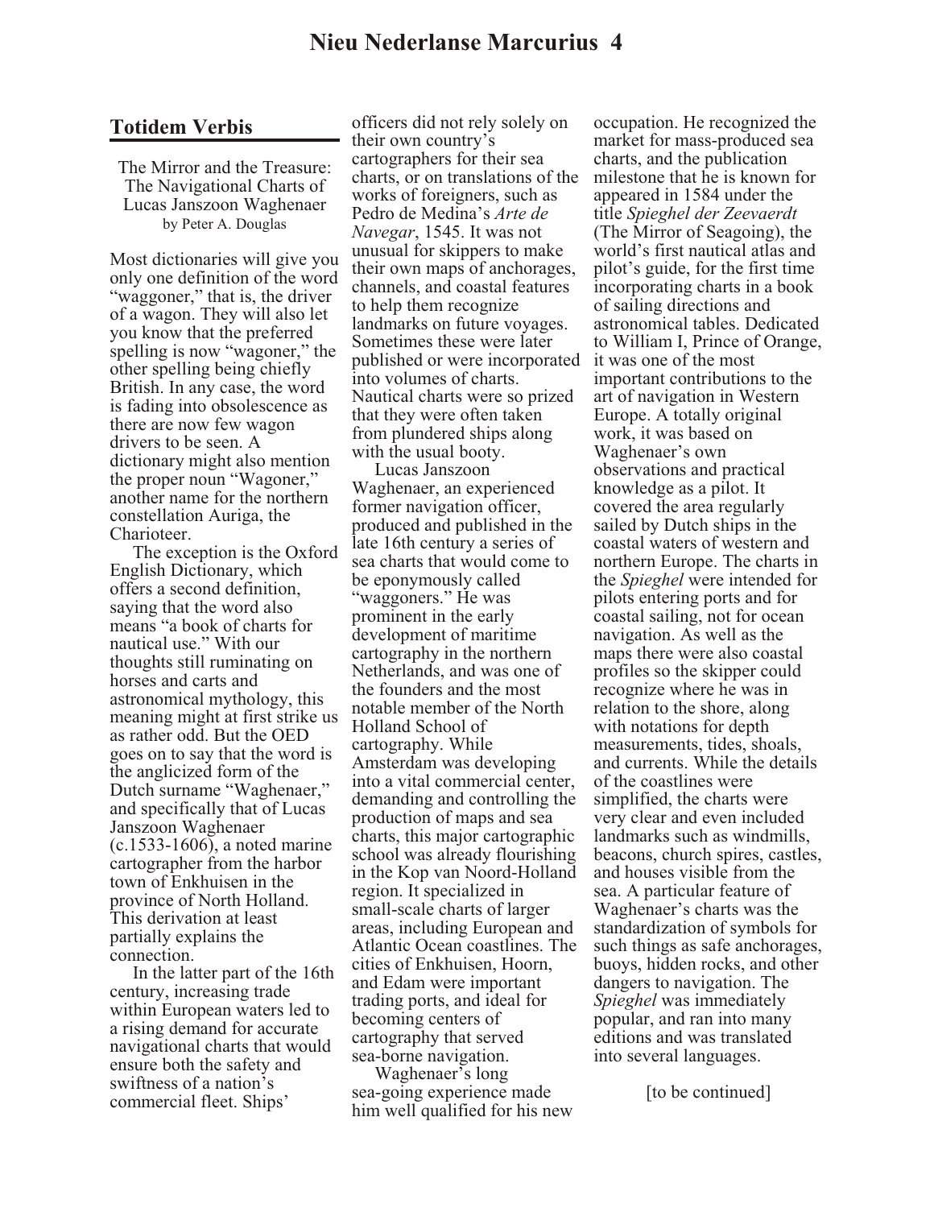## Totidem Verbis

The Mirror and the Treasure: The Navigational Charts of Lucas Janszoon Waghenaer
by Peter A. Douglas

Most dictionaries will give you only one definition of the word "waggoner," that is, the driver of a wagon. They will also let you know that the preferred spelling is now "wagoner," the other spelling being chiefly British. In any case, the word is fading into obsolescence as there are now few wagon drivers to be seen. A dictionary might also mention the proper noun "Wagoner," another name for the northern constellation Auriga, the Charioteer.

The exception is the Oxford English Dictionary, which offers a second definition, saying that the word also means "a book of charts for nautical use." With our thoughts still ruminating on horses and carts and astronomical mythology, this meaning might at first strike us as rather odd. But the OED goes on to say that the word is the anglicized form of the Dutch surname "Waghenaer," and specifically that of Lucas Janszoon Waghenaer (c.1533-1606), a noted marine cartographer from the harbor town of Enkhuisen in the province of North Holland. This derivation at least partially explains the connection.

In the latter part of the 16th century, increasing trade within European waters led to a rising demand for accurate navigational charts that would ensure both the safety and swiftness of a nation's commercial fleet. Ships' officers did not rely solely on their own country's cartographers for their sea charts, or on translations of the works of foreigners, such as Pedro de Medina's *Arte de Navegar*, 1545. It was not unusual for skippers to make their own maps of anchorages, channels, and coastal features to help them recognize landmarks on future voyages. Sometimes these were later published or were incorporated into volumes of charts. Nautical charts were so prized that they were often taken from plundered ships along with the usual booty.

Lucas Janszoon Waghenaer, an experienced former navigation officer, produced and published in the late 16th century a series of sea charts that would come to be eponymously called "waggoners." He was prominent in the early development of maritime cartography in the northern Netherlands, and was one of the founders and the most notable member of the North Holland School of cartography. While Amsterdam was developing into a vital commercial center, demanding and controlling the production of maps and sea charts, this major cartographic school was already flourishing in the Kop van Noord-Holland region. It specialized in small-scale charts of larger areas, including European and Atlantic Ocean coastlines. The cities of Enkhuisen, Hoorn, and Edam were important trading ports, and ideal for becoming centers of cartography that served sea-borne navigation.

Waghenaer's long sea-going experience made him well qualified for his new occupation. He recognized the market for mass-produced sea charts, and the publication milestone that he is known for appeared in 1584 under the title *Spieghel der Zeevaerdt* (The Mirror of Seagoing), the world's first nautical atlas and pilot's guide, for the first time incorporating charts in a book of sailing directions and astronomical tables. Dedicated to William I, Prince of Orange, it was one of the most important contributions to the art of navigation in Western Europe. A totally original work, it was based on Waghenaer's own observations and practical knowledge as a pilot. It covered the area regularly sailed by Dutch ships in the coastal waters of western and northern Europe. The charts in the *Spieghel* were intended for pilots entering ports and for coastal sailing, not for ocean navigation. As well as the maps there were also coastal profiles so the skipper could recognize where he was in relation to the shore, along with notations for depth measurements, tides, shoals, and currents. While the details of the coastlines were simplified, the charts were very clear and even included landmarks such as windmills, beacons, church spires, castles, and houses visible from the sea. A particular feature of Waghenaer's charts was the standardization of symbols for such things as safe anchorages, buoys, hidden rocks, and other dangers to navigation. The *Spieghel* was immediately popular, and ran into many editions and was translated into several languages.

[to be continued]